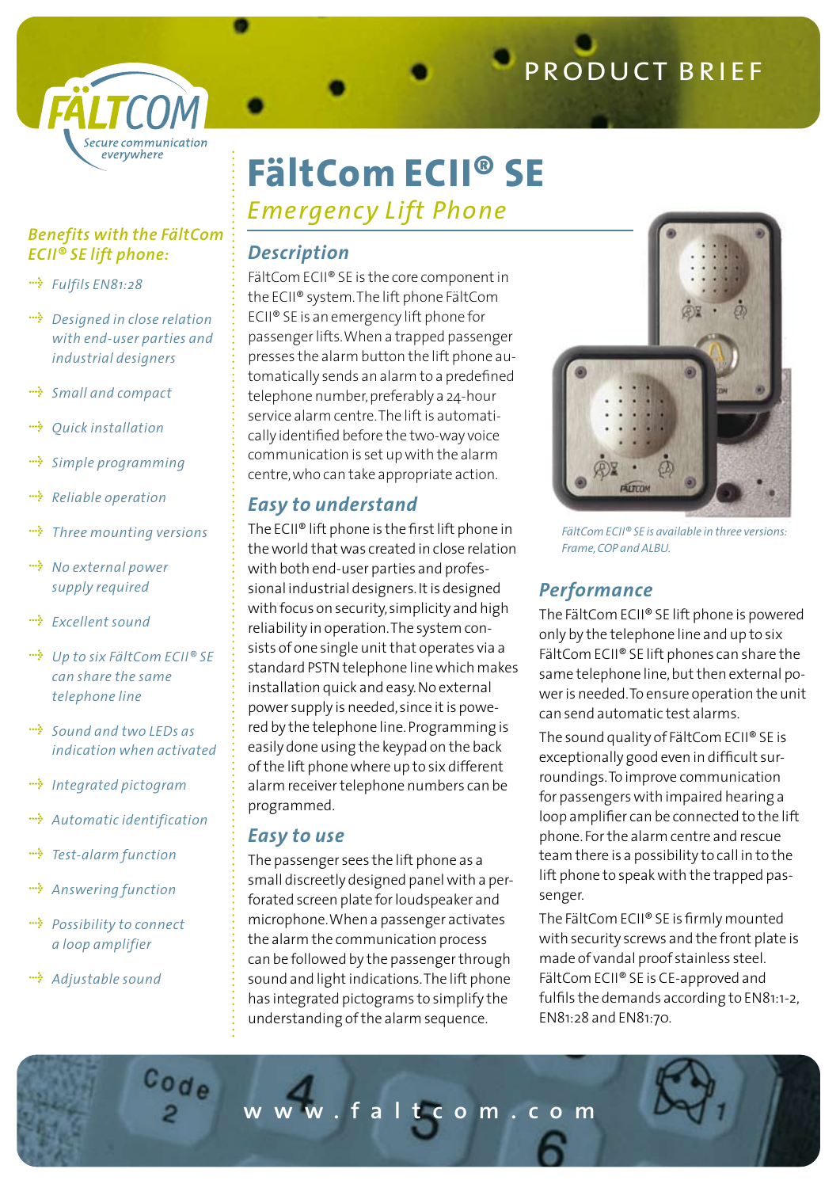FÄLTCOM
Secure communication everywhere

PRODUCT BRIEF

# FältCom ECII® SE

## *Emergency Lift Phone*

### *Benefits with the FältCom ECII® SE lift phone:*

- *Fulfils EN81:28*
- *Designed in close relation with end-user parties and industrial designers*
- *Small and compact*
- *Quick installation*
- *Simple programming*
- *Reliable operation*
- *Three mounting versions*
- *No external power supply required*
- *Excellent sound*
- *Up to six FältCom ECII® SE can share the same telephone line*
- *Sound and two LEDs as indication when activated*
- *Integrated pictogram*
- *Automatic identification*
- *Test-alarm function*
- *Answering function*
- *Possibility to connect a loop amplifier*
- *Adjustable sound*

### *Description*

FältCom ECII® SE is the core component in the ECII® system. The lift phone FältCom ECII® SE is an emergency lift phone for passenger lifts. When a trapped passenger presses the alarm button the lift phone automatically sends an alarm to a predefined telephone number, preferably a 24-hour service alarm centre. The lift is automatically identified before the two-way voice communication is set up with the alarm centre, who can take appropriate action.

### *Easy to understand*

The ECII® lift phone is the first lift phone in the world that was created in close relation with both end-user parties and professional industrial designers. It is designed with focus on security, simplicity and high reliability in operation. The system consists of one single unit that operates via a standard PSTN telephone line which makes installation quick and easy. No external power supply is needed, since it is powered by the telephone line. Programming is easily done using the keypad on the back of the lift phone where up to six different alarm receiver telephone numbers can be programmed.

### *Easy to use*

The passenger sees the lift phone as a small discreetly designed panel with a perforated screen plate for loudspeaker and microphone. When a passenger activates the alarm the communication process can be followed by the passenger through sound and light indications. The lift phone has integrated pictograms to simplify the understanding of the alarm sequence.

*FältCom ECII® SE is available in three versions: Frame, COP and ALBU.*

### *Performance*

The FältCom ECII® SE lift phone is powered only by the telephone line and up to six FältCom ECII® SE lift phones can share the same telephone line, but then external power is needed. To ensure operation the unit can send automatic test alarms.

The sound quality of FältCom ECII® SE is exceptionally good even in difficult surroundings. To improve communication for passengers with impaired hearing a loop amplifier can be connected to the lift phone. For the alarm centre and rescue team there is a possibility to call in to the lift phone to speak with the trapped passenger.

The FältCom ECII® SE is firmly mounted with security screws and the front plate is made of vandal proof stainless steel. FältCom ECII® SE is CE-approved and fulfils the demands according to EN81:1-2, EN81:28 and EN81:70.

www.faltcom.com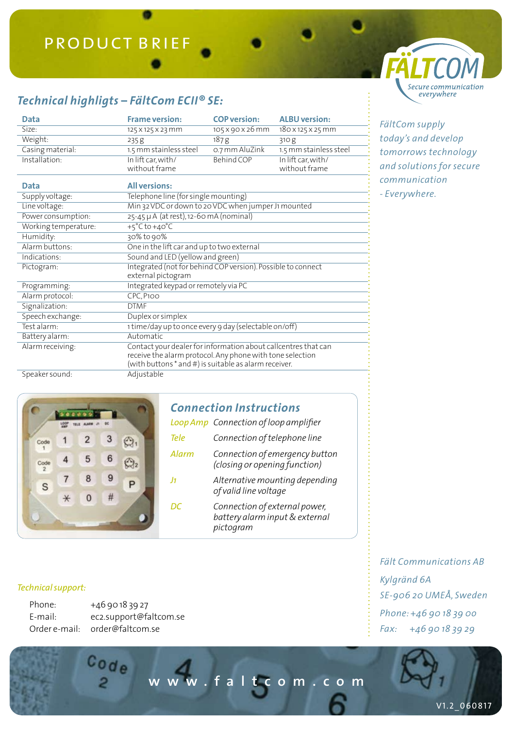# PRODUCT BRIEF

## Technical highligts – FältCom ECII® SE:

| Data | Frame version: | COP version: | ALBU version: |
|---|---|---|---|
| Size: | 125 x 125 x 23 mm | 105 x 90 x 26 mm | 180 x 125 x 25 mm |
| Weight: | 235 g | 187 g | 310 g |
| Casing material: | 1.5 mm stainless steel | 0.7 mm AluZink | 1.5 mm stainless steel |
| Installation: | In lift car, with/ without frame | Behind COP | In lift car, with/ without frame |

| Data | All versions: |
|---|---|
| Supply voltage: | Telephone line (for single mounting) |
| Line voltage: | Min 32 VDC or down to 20 VDC when jumper J1 mounted |
| Power consumption: | 25-45 μA (at rest), 12-60 mA (nominal) |
| Working temperature: | +5°C to +40°C |
| Humidity: | 30% to 90% |
| Alarm buttons: | One in the lift car and up to two external |
| Indications: | Sound and LED (yellow and green) |
| Pictogram: | Integrated (not for behind COP version). Possible to connect external pictogram |
| Programming: | Integrated keypad or remotely via PC |
| Alarm protocol: | CPC, P100 |
| Signalization: | DTMF |
| Speech exchange: | Duplex or simplex |
| Test alarm: | 1 time/day up to once every 9 day (selectable on/off) |
| Battery alarm: | Automatic |
| Alarm receiving: | Contact your dealer for information about callcentres that can receive the alarm protocol. Any phone with tone selection (with buttons * and #) is suitable as alarm receiver. |
| Speaker sound: | Adjustable |

### Connection Instructions

| | |
|---|---|
| *Loop Amp* | *Connection of loop amplifier* |
| *Tele* | *Connection of telephone line* |
| *Alarm* | *Connection of emergency button (closing or opening function)* |
| *J1* | *Alternative mounting depending of valid line voltage* |
| *DC* | *Connection of external power, battery alarm input & external pictogram* |

*Technical support:*

Phone: +46 90 18 39 27
E-mail: ec2.support@faltcom.se
Order e-mail: order@faltcom.se

FÄLTCOM
*Secure communication everywhere*

*FältCom supply today's and develop tomorrows technology and solutions for secure communication - Everywhere.*

*Fält Communications AB*
*Kylgränd 6A*
*SE-906 20 UMEÅ, Sweden*
*Phone: +46 90 18 39 00*
*Fax: +46 90 18 39 29*

www.faltcom.com

V1.2_060817